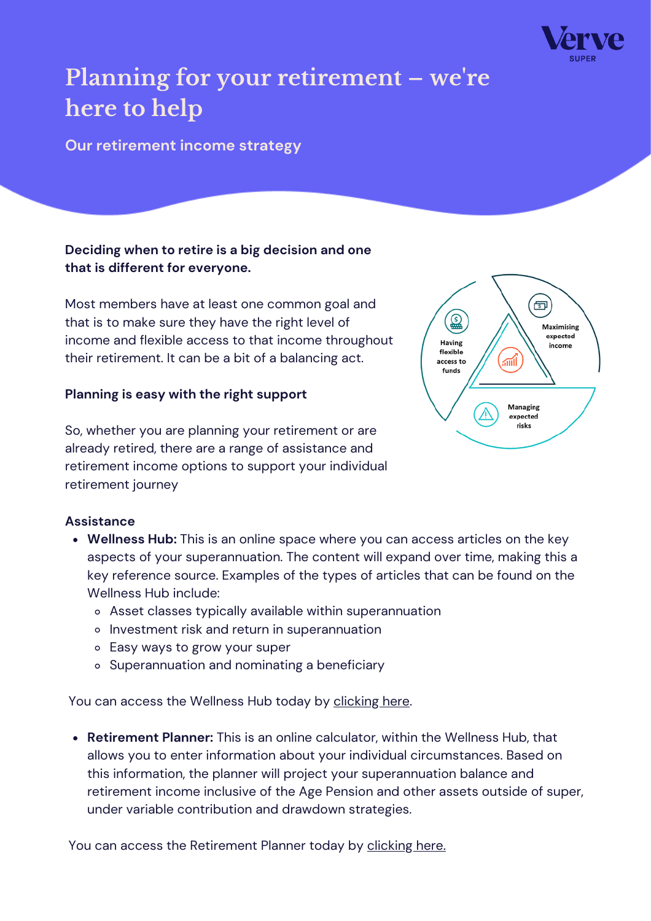# Planning for your retirement – we're here to help

## Our retirement income strategy

**Deciding when to retire is a big decision and one that is different for everyone.**

Most members have at least one common goal and that is to make sure they have the right level of income and flexible access to that income throughout their retirement. It can be a bit of a balancing act.

**Planning is easy with the right support**

So, whether you are planning your retirement or are already retired, there are a range of assistance and retirement income options to support your individual retirement journey

Having flexible access to funds

Maximising expected income

Managing expected risks

### Assistance

- **Wellness Hub:** This is an online space where you can access articles on the key aspects of your superannuation. The content will expand over time, making this a key reference source. Examples of the types of articles that can be found on the Wellness Hub include:
    - Asset classes typically available within superannuation
    - Investment risk and return in superannuation
    - Easy ways to grow your super
    - Superannuation and nominating a beneficiary

You can access the Wellness Hub today by clicking here.

- **Retirement Planner:** This is an online calculator, within the Wellness Hub, that allows you to enter information about your individual circumstances. Based on this information, the planner will project your superannuation balance and retirement income inclusive of the Age Pension and other assets outside of super, under variable contribution and drawdown strategies.

You can access the Retirement Planner today by clicking here.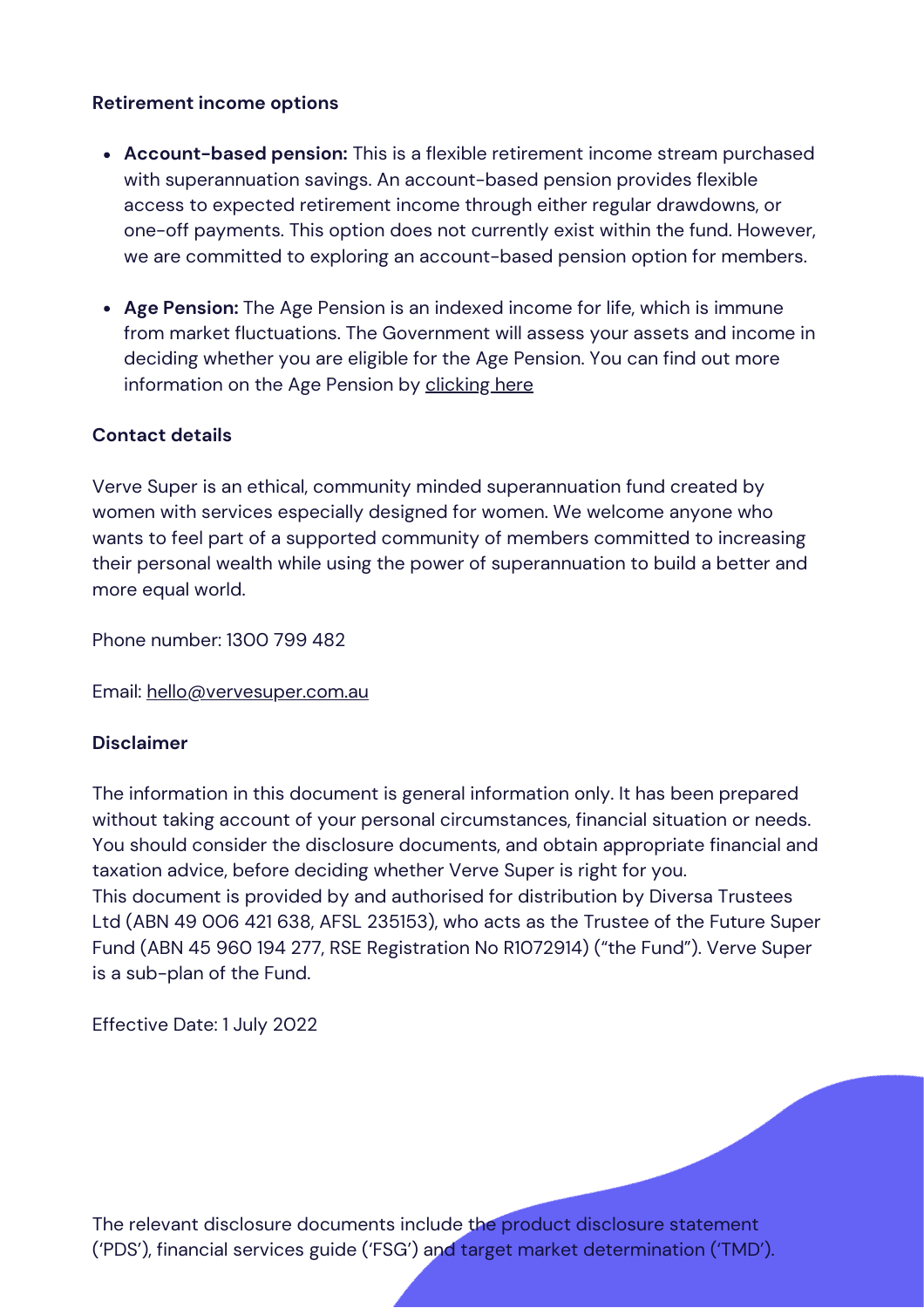**Retirement income options**

- **Account-based pension:** This is a flexible retirement income stream purchased with superannuation savings. An account-based pension provides flexible access to expected retirement income through either regular drawdowns, or one-off payments. This option does not currently exist within the fund. However, we are committed to exploring an account-based pension option for members.
- **Age Pension:** The Age Pension is an indexed income for life, which is immune from market fluctuations. The Government will assess your assets and income in deciding whether you are eligible for the Age Pension. You can find out more information on the Age Pension by clicking here

**Contact details**

Verve Super is an ethical, community minded superannuation fund created by women with services especially designed for women. We welcome anyone who wants to feel part of a supported community of members committed to increasing their personal wealth while using the power of superannuation to build a better and more equal world.

Phone number: 1300 799 482

Email: hello@vervesuper.com.au

**Disclaimer**

The information in this document is general information only. It has been prepared without taking account of your personal circumstances, financial situation or needs. You should consider the disclosure documents, and obtain appropriate financial and taxation advice, before deciding whether Verve Super is right for you.
This document is provided by and authorised for distribution by Diversa Trustees Ltd (ABN 49 006 421 638, AFSL 235153), who acts as the Trustee of the Future Super Fund (ABN 45 960 194 277, RSE Registration No R1072914) ("the Fund"). Verve Super is a sub-plan of the Fund.

Effective Date: 1 July 2022

The relevant disclosure documents include the product disclosure statement ('PDS'), financial services guide ('FSG') and target market determination ('TMD').